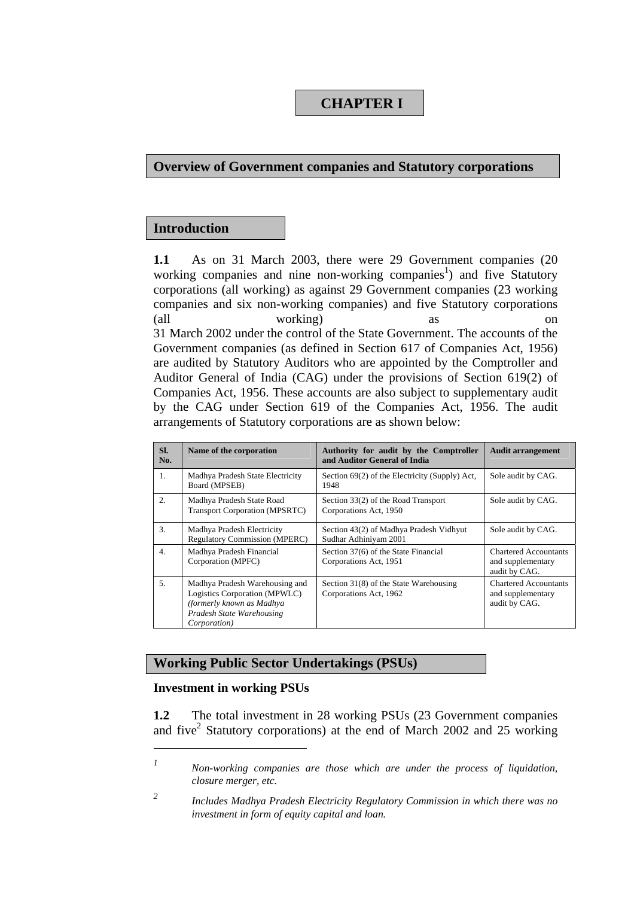# CHAPTER I

## Overview of Government companies and Statutory corporations

### Introduction

**1.1** As on 31 March 2003, there were 29 Government companies (20 working companies and nine non-working companies[1]) and five Statutory corporations (all working) as against 29 Government companies (23 working companies and six non-working companies) and five Statutory corporations (all working) as on 31 March 2002 under the control of the State Government. The accounts of the Government companies (as defined in Section 617 of Companies Act, 1956) are audited by Statutory Auditors who are appointed by the Comptroller and Auditor General of India (CAG) under the provisions of Section 619(2) of Companies Act, 1956. These accounts are also subject to supplementary audit by the CAG under Section 619 of the Companies Act, 1956. The audit arrangements of Statutory corporations are as shown below:

| Sl. No. | Name of the corporation | Authority for audit by the Comptroller and Auditor General of India | Audit arrangement |
|---|---|---|---|
| 1. | Madhya Pradesh State Electricity Board (MPSEB) | Section 69(2) of the Electricity (Supply) Act, 1948 | Sole audit by CAG. |
| 2. | Madhya Pradesh State Road Transport Corporation (MPSRTC) | Section 33(2) of the Road Transport Corporations Act, 1950 | Sole audit by CAG. |
| 3. | Madhya Pradesh Electricity Regulatory Commission (MPERC) | Section 43(2) of Madhya Pradesh Vidhyut Sudhar Adhiniyam 2001 | Sole audit by CAG. |
| 4. | Madhya Pradesh Financial Corporation (MPFC) | Section 37(6) of the State Financial Corporations Act, 1951 | Chartered Accountants and supplementary audit by CAG. |
| 5. | Madhya Pradesh Warehousing and Logistics Corporation (MPWLC) *(formerly known as Madhya Pradesh State Warehousing Corporation)* | Section 31(8) of the State Warehousing Corporations Act, 1962 | Chartered Accountants and supplementary audit by CAG. |

## Working Public Sector Undertakings (PSUs)

**Investment in working PSUs**

**1.2** The total investment in 28 working PSUs (23 Government companies and five[2] Statutory corporations) at the end of March 2002 and 25 working

---

[1] *Non-working companies are those which are under the process of liquidation, closure merger, etc.*

[2] *Includes Madhya Pradesh Electricity Regulatory Commission in which there was no investment in form of equity capital and loan.*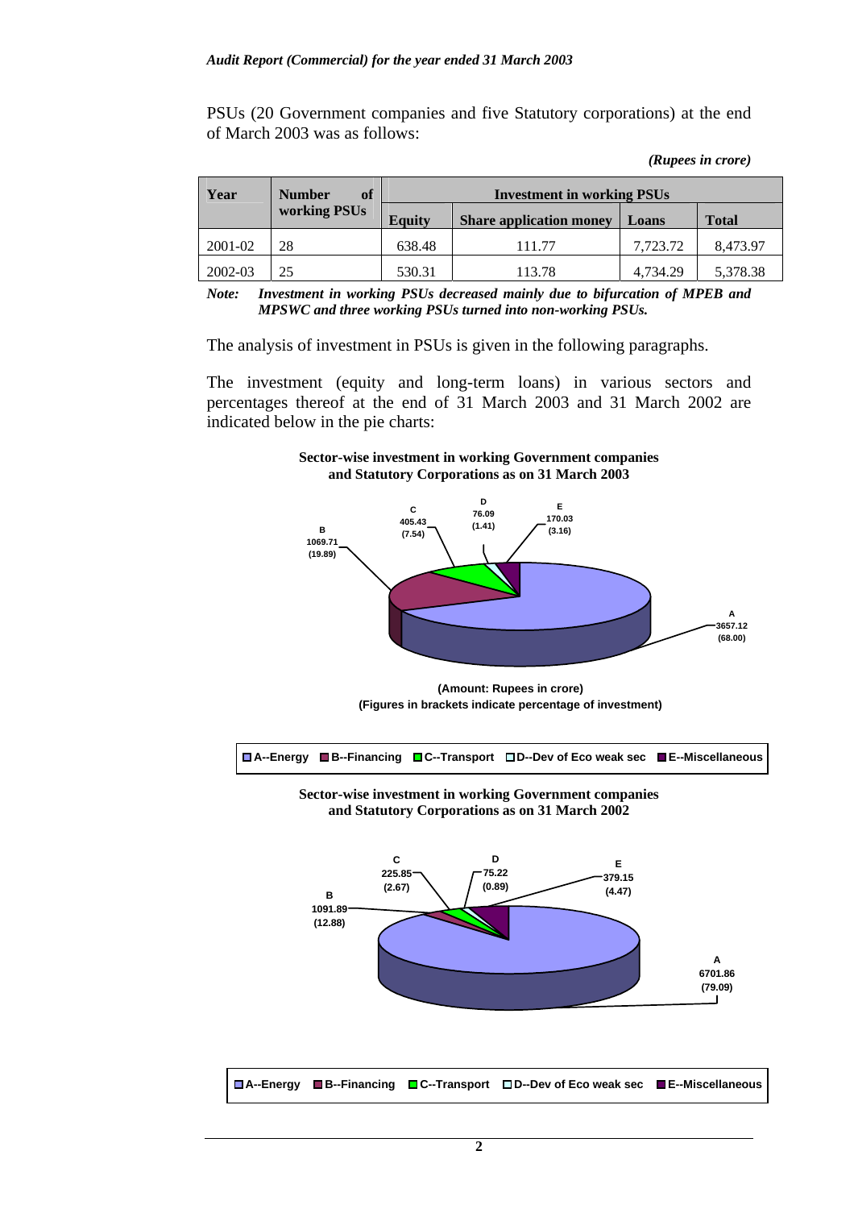PSUs (20 Government companies and five Statutory corporations) at the end of March 2003 was as follows:

*(Rupees in crore)*

| Year | Number of working PSUs | Investment in working PSUs | | | |
|---|---|---|---|---|---|
| | | Equity | Share application money | Loans | Total |
| 2001-02 | 28 | 638.48 | 111.77 | 7,723.72 | 8,473.97 |
| 2002-03 | 25 | 530.31 | 113.78 | 4,734.29 | 5,378.38 |

***Note:*** *Investment in working PSUs decreased mainly due to bifurcation of MPEB and MPSWC and three working PSUs turned into non-working PSUs.*

The analysis of investment in PSUs is given in the following paragraphs.

The investment (equity and long-term loans) in various sectors and percentages thereof at the end of 31 March 2003 and 31 March 2002 are indicated below in the pie charts:

**Sector-wise investment in working Government companies and Statutory Corporations as on 31 March 2003**

| Sector | Amount | Percentage |
|---|---|---|
| A--Energy | 3657.12 | (68.00) |
| B--Financing | 1069.71 | (19.89) |
| C--Transport | 405.43 | (7.54) |
| D--Dev of Eco weak sec | 76.09 | (1.41) |
| E--Miscellaneous | 170.03 | (3.16) |

**(Amount: Rupees in crore)**
**(Figures in brackets indicate percentage of investment)**

**Sector-wise investment in working Government companies and Statutory Corporations as on 31 March 2002**

| Sector | Amount | Percentage |
|---|---|---|
| A--Energy | 6701.86 | (79.09) |
| B--Financing | 1091.89 | (12.88) |
| C--Transport | 225.85 | (2.67) |
| D--Dev of Eco weak sec | 75.22 | (0.89) |
| E--Miscellaneous | 379.15 | (4.47) |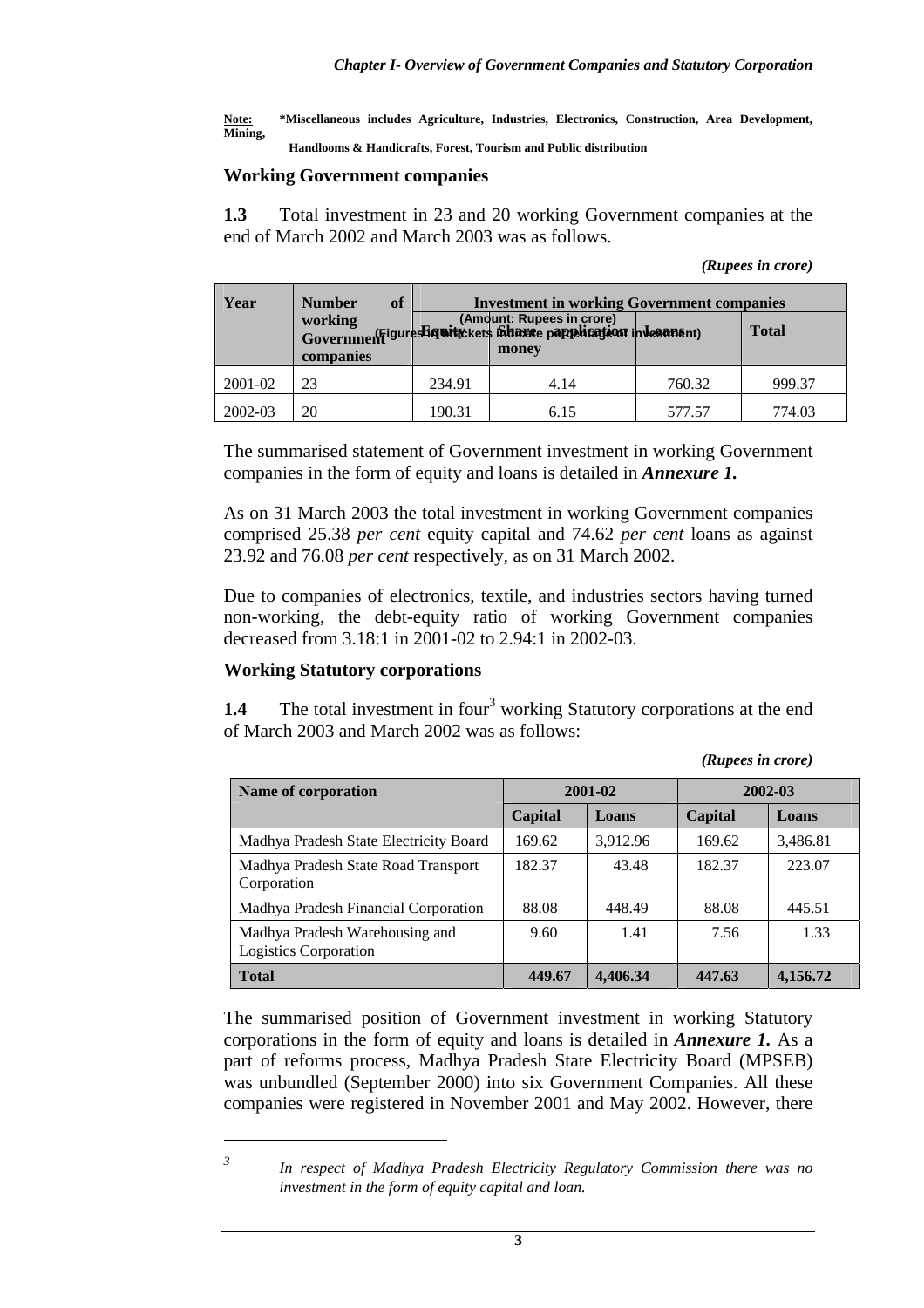**Note:** *Miscellaneous includes Agriculture, Industries, Electronics, Construction, Area Development, Mining, Handlooms & Handicrafts, Forest, Tourism and Public distribution

### Working Government companies

**1.3** Total investment in 23 and 20 working Government companies at the end of March 2002 and March 2003 was as follows.

*(Rupees in crore)*

| Year | Number of working Government companies | Investment in working Government companies (Amount: Rupees in crore) (Figures in brackets indicate percentage of investment) | | | |
|---|---|---|---|---|---|
| | | Equity | Share application money | Loans | Total |
| 2001-02 | 23 | 234.91 | 4.14 | 760.32 | 999.37 |
| 2002-03 | 20 | 190.31 | 6.15 | 577.57 | 774.03 |

The summarised statement of Government investment in working Government companies in the form of equity and loans is detailed in ***Annexure 1.***

As on 31 March 2003 the total investment in working Government companies comprised 25.38 *per cent* equity capital and 74.62 *per cent* loans as against 23.92 and 76.08 *per cent* respectively, as on 31 March 2002.

Due to companies of electronics, textile, and industries sectors having turned non-working, the debt-equity ratio of working Government companies decreased from 3.18:1 in 2001-02 to 2.94:1 in 2002-03.

### Working Statutory corporations

**1.4** The total investment in four[3] working Statutory corporations at the end of March 2003 and March 2002 was as follows:

*(Rupees in crore)*

| Name of corporation | 2001-02 | | 2002-03 | |
|---|---|---|---|---|
| | Capital | Loans | Capital | Loans |
| Madhya Pradesh State Electricity Board | 169.62 | 3,912.96 | 169.62 | 3,486.81 |
| Madhya Pradesh State Road Transport Corporation | 182.37 | 43.48 | 182.37 | 223.07 |
| Madhya Pradesh Financial Corporation | 88.08 | 448.49 | 88.08 | 445.51 |
| Madhya Pradesh Warehousing and Logistics Corporation | 9.60 | 1.41 | 7.56 | 1.33 |
| **Total** | **449.67** | **4,406.34** | **447.63** | **4,156.72** |

The summarised position of Government investment in working Statutory corporations in the form of equity and loans is detailed in ***Annexure 1.*** As a part of reforms process, Madhya Pradesh State Electricity Board (MPSEB) was unbundled (September 2000) into six Government Companies. All these companies were registered in November 2001 and May 2002. However, there

---

[3] *In respect of Madhya Pradesh Electricity Regulatory Commission there was no investment in the form of equity capital and loan.*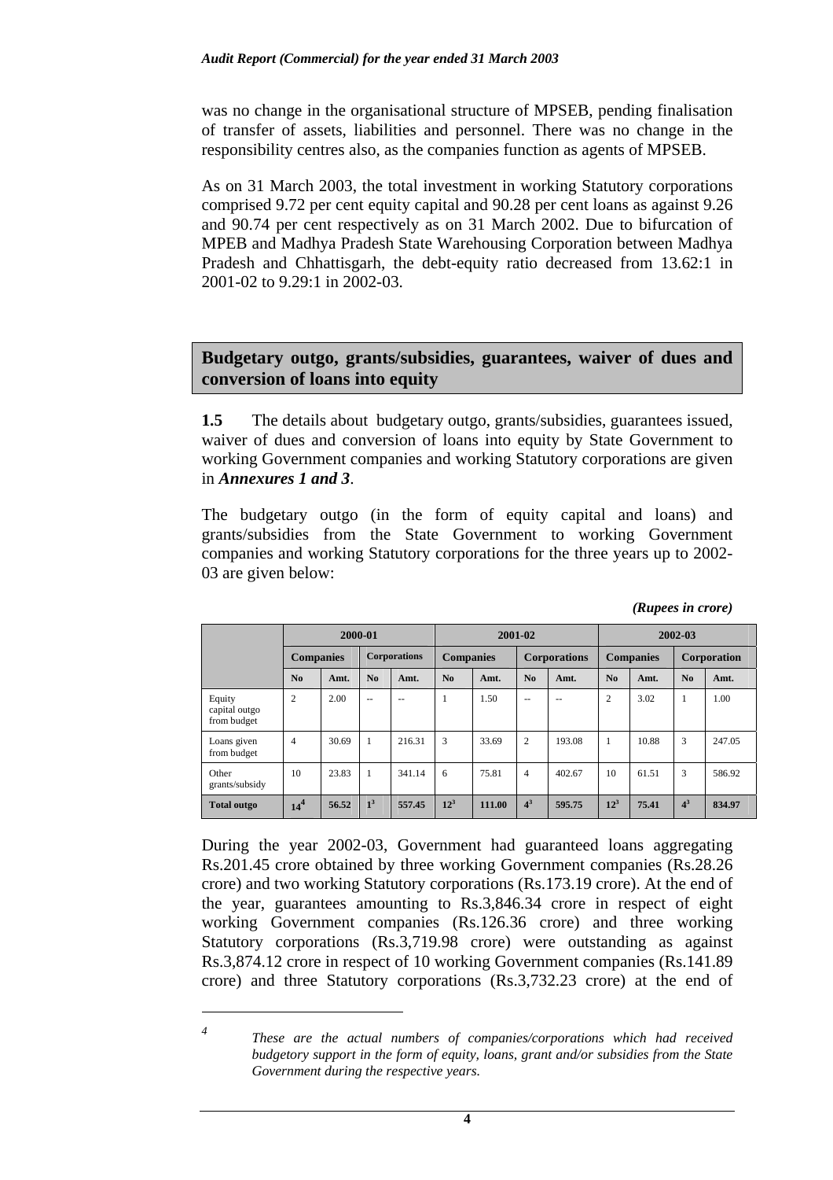was no change in the organisational structure of MPSEB, pending finalisation of transfer of assets, liabilities and personnel. There was no change in the responsibility centres also, as the companies function as agents of MPSEB.

As on 31 March 2003, the total investment in working Statutory corporations comprised 9.72 per cent equity capital and 90.28 per cent loans as against 9.26 and 90.74 per cent respectively as on 31 March 2002. Due to bifurcation of MPEB and Madhya Pradesh State Warehousing Corporation between Madhya Pradesh and Chhattisgarh, the debt-equity ratio decreased from 13.62:1 in 2001-02 to 9.29:1 in 2002-03.

## Budgetary outgo, grants/subsidies, guarantees, waiver of dues and conversion of loans into equity

**1.5** The details about budgetary outgo, grants/subsidies, guarantees issued, waiver of dues and conversion of loans into equity by State Government to working Government companies and working Statutory corporations are given in ***Annexures 1 and 3***.

The budgetary outgo (in the form of equity capital and loans) and grants/subsidies from the State Government to working Government companies and working Statutory corporations for the three years up to 2002-03 are given below:

*(Rupees in crore)*

| | 2000-01 | | | | 2001-02 | | | | 2002-03 | | | |
|---|---|---|---|---|---|---|---|---|---|---|---|---|
| | Companies | | Corporations | | Companies | | Corporations | | Companies | | Corporation | |
| | No | Amt. | No | Amt. | No | Amt. | No | Amt. | No | Amt. | No | Amt. |
| Equity capital outgo from budget | 2 | 2.00 | -- | -- | 1 | 1.50 | -- | -- | 2 | 3.02 | 1 | 1.00 |
| Loans given from budget | 4 | 30.69 | 1 | 216.31 | 3 | 33.69 | 2 | 193.08 | 1 | 10.88 | 3 | 247.05 |
| Other grants/subsidy | 10 | 23.83 | 1 | 341.14 | 6 | 75.81 | 4 | 402.67 | 10 | 61.51 | 3 | 586.92 |
| **Total outgo** | **14[4]** | **56.52** | **1[3]** | **557.45** | **12[3]** | **111.00** | **4[3]** | **595.75** | **12[3]** | **75.41** | **4[3]** | **834.97** |

During the year 2002-03, Government had guaranteed loans aggregating Rs.201.45 crore obtained by three working Government companies (Rs.28.26 crore) and two working Statutory corporations (Rs.173.19 crore). At the end of the year, guarantees amounting to Rs.3,846.34 crore in respect of eight working Government companies (Rs.126.36 crore) and three working Statutory corporations (Rs.3,719.98 crore) were outstanding as against Rs.3,874.12 crore in respect of 10 working Government companies (Rs.141.89 crore) and three Statutory corporations (Rs.3,732.23 crore) at the end of

---

[4] *These are the actual numbers of companies/corporations which had received budgetory support in the form of equity, loans, grant and/or subsidies from the State Government during the respective years.*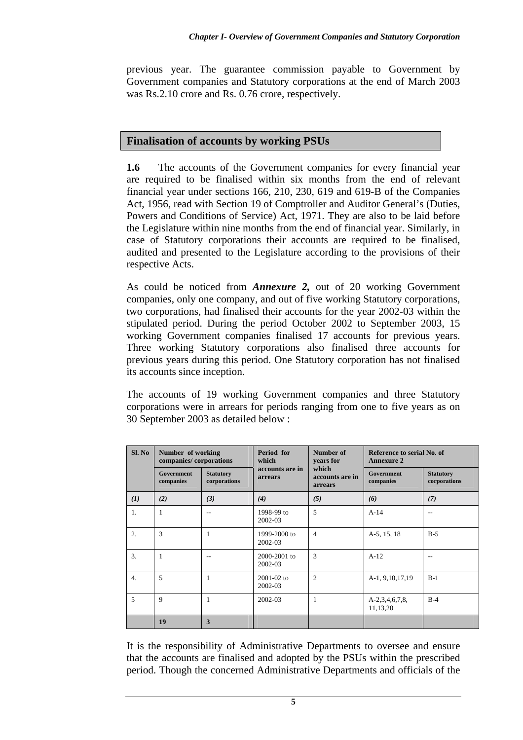previous year. The guarantee commission payable to Government by Government companies and Statutory corporations at the end of March 2003 was Rs.2.10 crore and Rs. 0.76 crore, respectively.

## Finalisation of accounts by working PSUs

**1.6** The accounts of the Government companies for every financial year are required to be finalised within six months from the end of relevant financial year under sections 166, 210, 230, 619 and 619-B of the Companies Act, 1956, read with Section 19 of Comptroller and Auditor General's (Duties, Powers and Conditions of Service) Act, 1971. They are also to be laid before the Legislature within nine months from the end of financial year. Similarly, in case of Statutory corporations their accounts are required to be finalised, audited and presented to the Legislature according to the provisions of their respective Acts.

As could be noticed from ***Annexure 2,*** out of 20 working Government companies, only one company, and out of five working Statutory corporations, two corporations, had finalised their accounts for the year 2002-03 within the stipulated period. During the period October 2002 to September 2003, 15 working Government companies finalised 17 accounts for previous years. Three working Statutory corporations also finalised three accounts for previous years during this period. One Statutory corporation has not finalised its accounts since inception.

The accounts of 19 working Government companies and three Statutory corporations were in arrears for periods ranging from one to five years as on 30 September 2003 as detailed below :

| Sl. No | Number of working companies/ corporations | | Period for which accounts are in arrears | Number of years for which accounts are in arrears | Reference to serial No. of Annexure 2 | |
|---|---|---|---|---|---|---|
| | Government companies | Statutory corporations | | | Government companies | Statutory corporations |
| *(1)* | *(2)* | *(3)* | *(4)* | *(5)* | *(6)* | *(7)* |
| 1. | 1 | -- | 1998-99 to 2002-03 | 5 | A-14 | -- |
| 2. | 3 | 1 | 1999-2000 to 2002-03 | 4 | A-5, 15, 18 | B-5 |
| 3. | 1 | -- | 2000-2001 to 2002-03 | 3 | A-12 | -- |
| 4. | 5 | 1 | 2001-02 to 2002-03 | 2 | A-1, 9,10,17,19 | B-1 |
| 5 | 9 | 1 | 2002-03 | 1 | A-2,3,4,6,7,8, 11,13,20 | B-4 |
| | **19** | **3** | | | | |

It is the responsibility of Administrative Departments to oversee and ensure that the accounts are finalised and adopted by the PSUs within the prescribed period. Though the concerned Administrative Departments and officials of the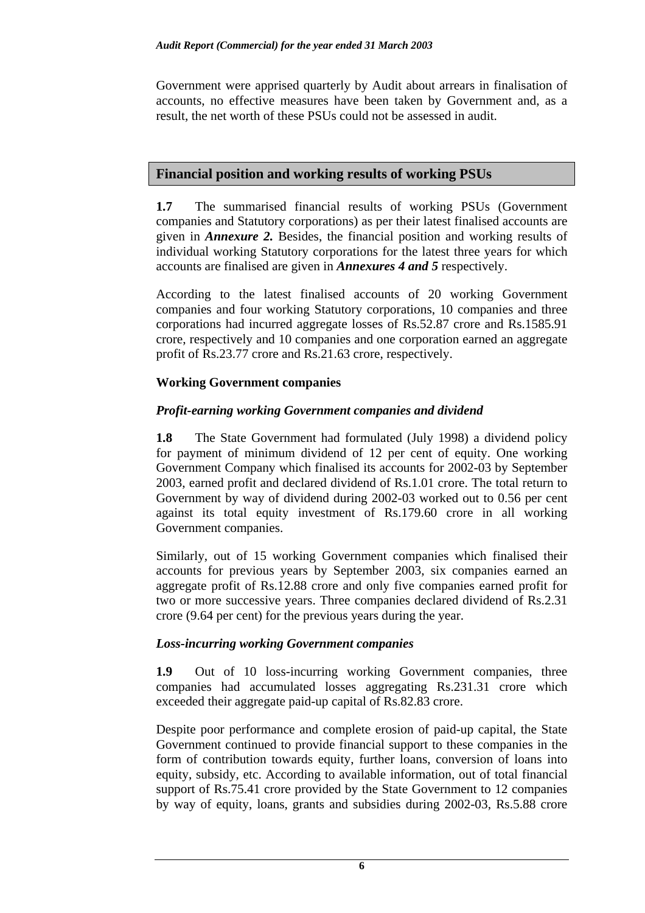Government were apprised quarterly by Audit about arrears in finalisation of accounts, no effective measures have been taken by Government and, as a result, the net worth of these PSUs could not be assessed in audit.

## Financial position and working results of working PSUs

**1.7** The summarised financial results of working PSUs (Government companies and Statutory corporations) as per their latest finalised accounts are given in ***Annexure 2.*** Besides, the financial position and working results of individual working Statutory corporations for the latest three years for which accounts are finalised are given in ***Annexures 4 and 5*** respectively.

According to the latest finalised accounts of 20 working Government companies and four working Statutory corporations, 10 companies and three corporations had incurred aggregate losses of Rs.52.87 crore and Rs.1585.91 crore, respectively and 10 companies and one corporation earned an aggregate profit of Rs.23.77 crore and Rs.21.63 crore, respectively.

### Working Government companies

#### *Profit-earning working Government companies and dividend*

**1.8** The State Government had formulated (July 1998) a dividend policy for payment of minimum dividend of 12 per cent of equity. One working Government Company which finalised its accounts for 2002-03 by September 2003, earned profit and declared dividend of Rs.1.01 crore. The total return to Government by way of dividend during 2002-03 worked out to 0.56 per cent against its total equity investment of Rs.179.60 crore in all working Government companies.

Similarly, out of 15 working Government companies which finalised their accounts for previous years by September 2003, six companies earned an aggregate profit of Rs.12.88 crore and only five companies earned profit for two or more successive years. Three companies declared dividend of Rs.2.31 crore (9.64 per cent) for the previous years during the year.

#### *Loss-incurring working Government companies*

**1.9** Out of 10 loss-incurring working Government companies, three companies had accumulated losses aggregating Rs.231.31 crore which exceeded their aggregate paid-up capital of Rs.82.83 crore.

Despite poor performance and complete erosion of paid-up capital, the State Government continued to provide financial support to these companies in the form of contribution towards equity, further loans, conversion of loans into equity, subsidy, etc. According to available information, out of total financial support of Rs.75.41 crore provided by the State Government to 12 companies by way of equity, loans, grants and subsidies during 2002-03, Rs.5.88 crore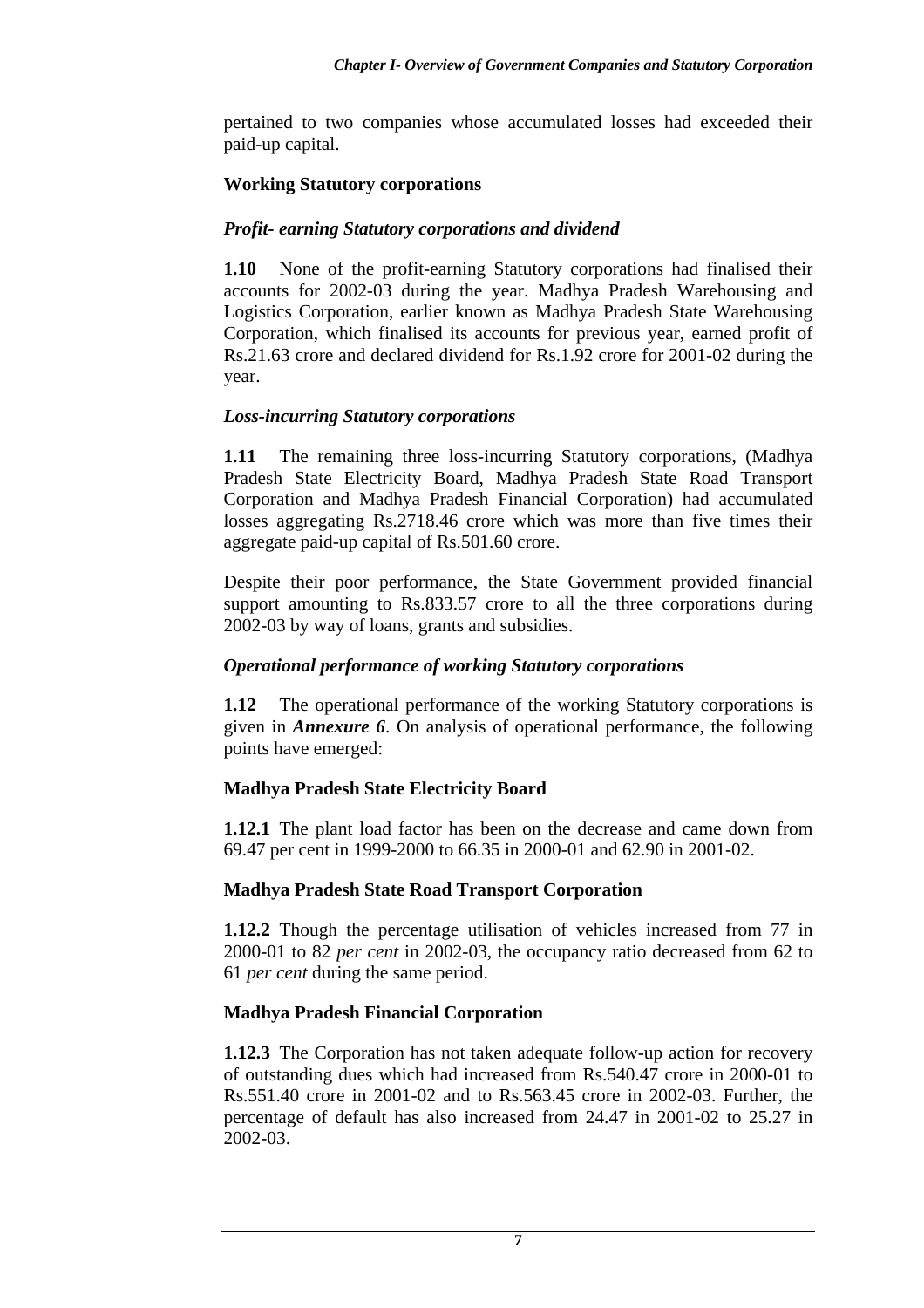pertained to two companies whose accumulated losses had exceeded their paid-up capital.

### Working Statutory corporations

#### *Profit- earning Statutory corporations and dividend*

**1.10** None of the profit-earning Statutory corporations had finalised their accounts for 2002-03 during the year. Madhya Pradesh Warehousing and Logistics Corporation, earlier known as Madhya Pradesh State Warehousing Corporation, which finalised its accounts for previous year, earned profit of Rs.21.63 crore and declared dividend for Rs.1.92 crore for 2001-02 during the year.

#### *Loss-incurring Statutory corporations*

**1.11** The remaining three loss-incurring Statutory corporations, (Madhya Pradesh State Electricity Board, Madhya Pradesh State Road Transport Corporation and Madhya Pradesh Financial Corporation) had accumulated losses aggregating Rs.2718.46 crore which was more than five times their aggregate paid-up capital of Rs.501.60 crore.

Despite their poor performance, the State Government provided financial support amounting to Rs.833.57 crore to all the three corporations during 2002-03 by way of loans, grants and subsidies.

#### *Operational performance of working Statutory corporations*

**1.12** The operational performance of the working Statutory corporations is given in ***Annexure 6***. On analysis of operational performance, the following points have emerged:

### Madhya Pradesh State Electricity Board

**1.12.1** The plant load factor has been on the decrease and came down from 69.47 per cent in 1999-2000 to 66.35 in 2000-01 and 62.90 in 2001-02.

### Madhya Pradesh State Road Transport Corporation

**1.12.2** Though the percentage utilisation of vehicles increased from 77 in 2000-01 to 82 *per cent* in 2002-03, the occupancy ratio decreased from 62 to 61 *per cent* during the same period.

### Madhya Pradesh Financial Corporation

**1.12.3** The Corporation has not taken adequate follow-up action for recovery of outstanding dues which had increased from Rs.540.47 crore in 2000-01 to Rs.551.40 crore in 2001-02 and to Rs.563.45 crore in 2002-03. Further, the percentage of default has also increased from 24.47 in 2001-02 to 25.27 in 2002-03.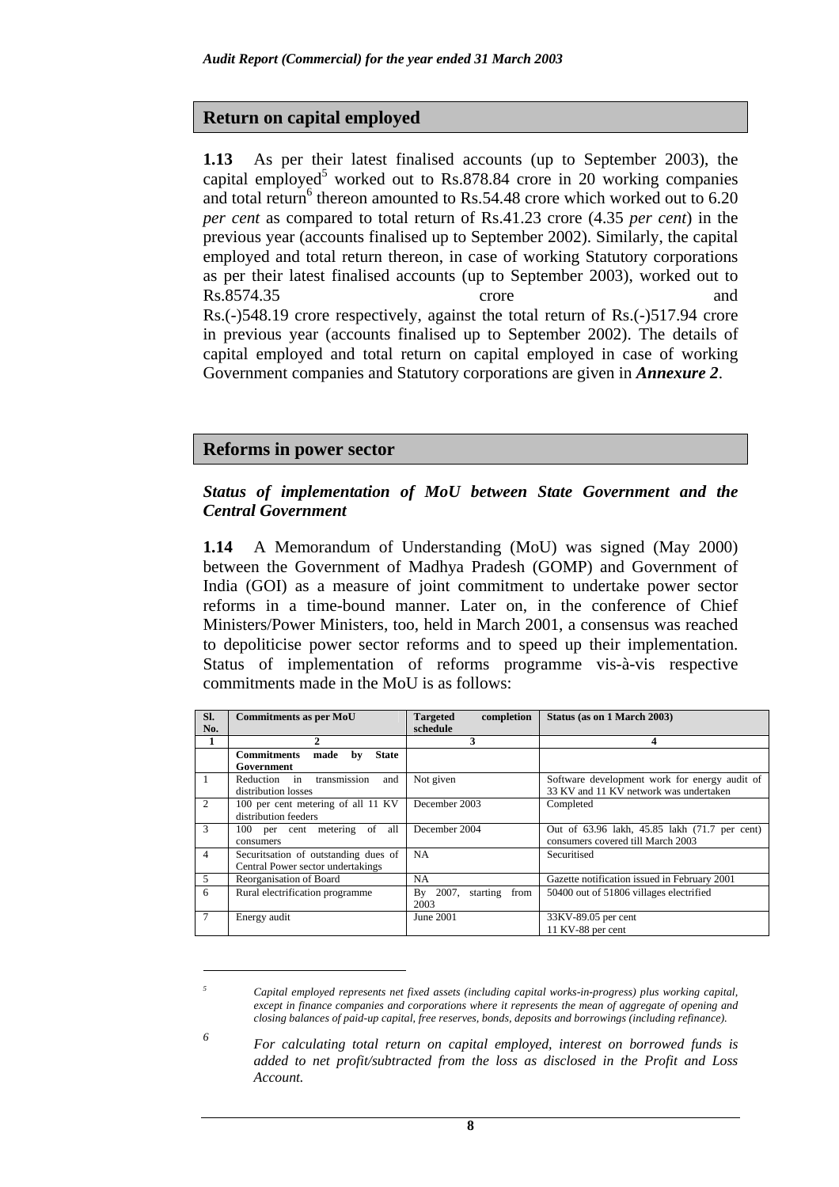## Return on capital employed

**1.13** As per their latest finalised accounts (up to September 2003), the capital employed[5] worked out to Rs.878.84 crore in 20 working companies and total return[6] thereon amounted to Rs.54.48 crore which worked out to 6.20 *per cent* as compared to total return of Rs.41.23 crore (4.35 *per cent*) in the previous year (accounts finalised up to September 2002). Similarly, the capital employed and total return thereon, in case of working Statutory corporations as per their latest finalised accounts (up to September 2003), worked out to Rs.8574.35 crore and Rs.(-)548.19 crore respectively, against the total return of Rs.(-)517.94 crore in previous year (accounts finalised up to September 2002). The details of capital employed and total return on capital employed in case of working Government companies and Statutory corporations are given in ***Annexure 2***.

## Reforms in power sector

### *Status of implementation of MoU between State Government and the Central Government*

**1.14** A Memorandum of Understanding (MoU) was signed (May 2000) between the Government of Madhya Pradesh (GOMP) and Government of India (GOI) as a measure of joint commitment to undertake power sector reforms in a time-bound manner. Later on, in the conference of Chief Ministers/Power Ministers, too, held in March 2001, a consensus was reached to depoliticise power sector reforms and to speed up their implementation. Status of implementation of reforms programme vis-à-vis respective commitments made in the MoU is as follows:

| Sl. No. | Commitments as per MoU | Targeted completion schedule | Status (as on 1 March 2003) |
|---|---|---|---|
| 1 | 2 | 3 | 4 |
| | **Commitments made by State Government** | | |
| 1 | Reduction in transmission and distribution losses | Not given | Software development work for energy audit of 33 KV and 11 KV network was undertaken |
| 2 | 100 per cent metering of all 11 KV distribution feeders | December 2003 | Completed |
| 3 | 100 per cent metering of all consumers | December 2004 | Out of 63.96 lakh, 45.85 lakh (71.7 per cent) consumers covered till March 2003 |
| 4 | Securitsation of outstanding dues of Central Power sector undertakings | NA | Securitised |
| 5 | Reorganisation of Board | NA | Gazette notification issued in February 2001 |
| 6 | Rural electrification programme | By 2007, starting from 2003 | 50400 out of 51806 villages electrified |
| 7 | Energy audit | June 2001 | 33KV-89.05 per cent<br>11 KV-88 per cent |

---

[5] *Capital employed represents net fixed assets (including capital works-in-progress) plus working capital, except in finance companies and corporations where it represents the mean of aggregate of opening and closing balances of paid-up capital, free reserves, bonds, deposits and borrowings (including refinance).*

[6] *For calculating total return on capital employed, interest on borrowed funds is added to net profit/subtracted from the loss as disclosed in the Profit and Loss Account.*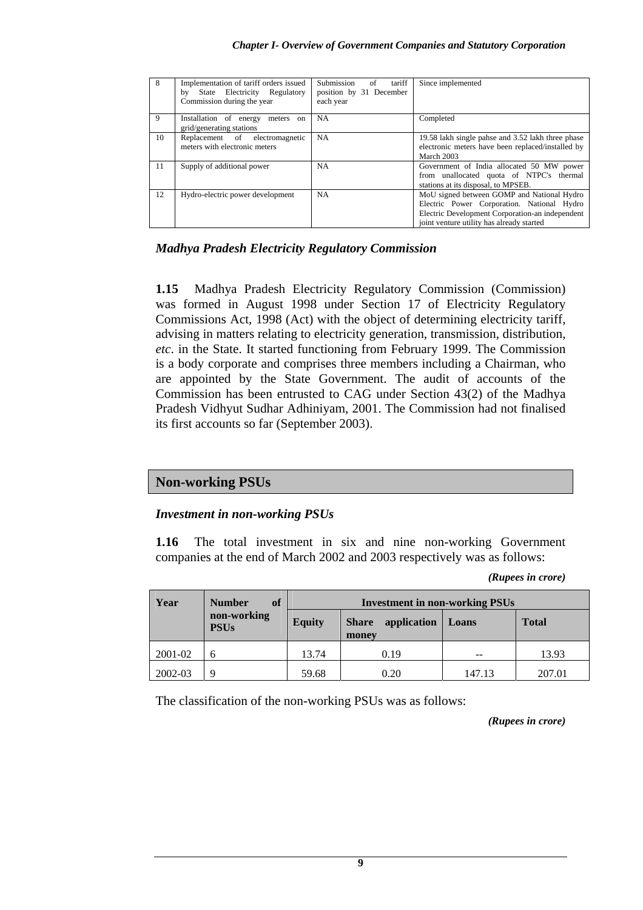| 8 | Implementation of tariff orders issued by State Electricity Regulatory Commission during the year | Submission of tariff position by 31 December each year | Since implemented |
|---|---|---|---|
| 9 | Installation of energy meters on grid/generating stations | NA | Completed |
| 10 | Replacement of electromagnetic meters with electronic meters | NA | 19.58 lakh single pahse and 3.52 lakh three phase electronic meters have been replaced/installed by March 2003 |
| 11 | Supply of additional power | NA | Government of India allocated 50 MW power from unallocated quota of NTPC's thermal stations at its disposal, to MPSEB. |
| 12 | Hydro-electric power development | NA | MoU signed between GOMP and National Hydro Electric Power Corporation. National Hydro Electric Development Corporation-an independent joint venture utility has already started |

### *Madhya Pradesh Electricity Regulatory Commission*

**1.15** Madhya Pradesh Electricity Regulatory Commission (Commission) was formed in August 1998 under Section 17 of Electricity Regulatory Commissions Act, 1998 (Act) with the object of determining electricity tariff, advising in matters relating to electricity generation, transmission, distribution, *etc*. in the State. It started functioning from February 1999. The Commission is a body corporate and comprises three members including a Chairman, who are appointed by the State Government. The audit of accounts of the Commission has been entrusted to CAG under Section 43(2) of the Madhya Pradesh Vidhyut Sudhar Adhiniyam, 2001. The Commission had not finalised its first accounts so far (September 2003).

## Non-working PSUs

### *Investment in non-working PSUs*

**1.16** The total investment in six and nine non-working Government companies at the end of March 2002 and 2003 respectively was as follows:

*(Rupees in crore)*

| Year | Number of non-working PSUs | Investment in non-working PSUs | | | |
|---|---|---|---|---|---|
| | | Equity | Share application money | Loans | Total |
| 2001-02 | 6 | 13.74 | 0.19 | -- | 13.93 |
| 2002-03 | 9 | 59.68 | 0.20 | 147.13 | 207.01 |

The classification of the non-working PSUs was as follows:

*(Rupees in crore)*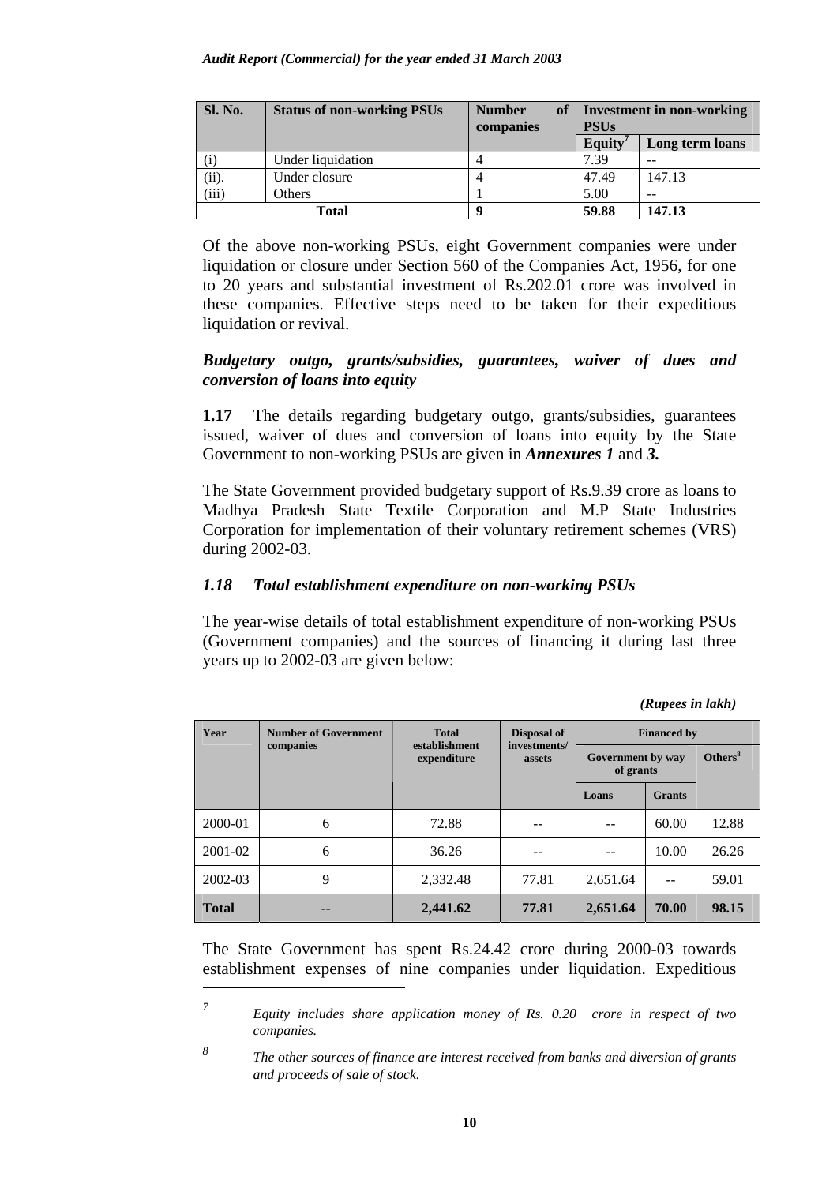| Sl. No. | Status of non-working PSUs | Number of companies | Investment in non-working PSUs | |
|---|---|---|---|---|
| | | | Equity[7] | Long term loans |
| (i) | Under liquidation | 4 | 7.39 | -- |
| (ii). | Under closure | 4 | 47.49 | 147.13 |
| (iii) | Others | 1 | 5.00 | -- |
| **Total** | | **9** | **59.88** | **147.13** |

Of the above non-working PSUs, eight Government companies were under liquidation or closure under Section 560 of the Companies Act, 1956, for one to 20 years and substantial investment of Rs.202.01 crore was involved in these companies. Effective steps need to be taken for their expeditious liquidation or revival.

***Budgetary outgo, grants/subsidies, guarantees, waiver of dues and conversion of loans into equity***

**1.17** The details regarding budgetary outgo, grants/subsidies, guarantees issued, waiver of dues and conversion of loans into equity by the State Government to non-working PSUs are given in ***Annexures 1*** and ***3.***

The State Government provided budgetary support of Rs.9.39 crore as loans to Madhya Pradesh State Textile Corporation and M.P State Industries Corporation for implementation of their voluntary retirement schemes (VRS) during 2002-03.

## *1.18 Total establishment expenditure on non-working PSUs*

The year-wise details of total establishment expenditure of non-working PSUs (Government companies) and the sources of financing it during last three years up to 2002-03 are given below:

*(Rupees in lakh)*

| Year | Number of Government companies | Total establishment expenditure | Disposal of investments/ assets | Financed by | | |
|---|---|---|---|---|---|---|
| | | | | Government by way of grants | | Others[8] |
| | | | | Loans | Grants | |
| 2000-01 | 6 | 72.88 | -- | -- | 60.00 | 12.88 |
| 2001-02 | 6 | 36.26 | -- | -- | 10.00 | 26.26 |
| 2002-03 | 9 | 2,332.48 | 77.81 | 2,651.64 | -- | 59.01 |
| **Total** | **--** | **2,441.62** | **77.81** | **2,651.64** | **70.00** | **98.15** |

The State Government has spent Rs.24.42 crore during 2000-03 towards establishment expenses of nine companies under liquidation. Expeditious

---

[7] *Equity includes share application money of Rs. 0.20 crore in respect of two companies.*

[8] *The other sources of finance are interest received from banks and diversion of grants and proceeds of sale of stock.*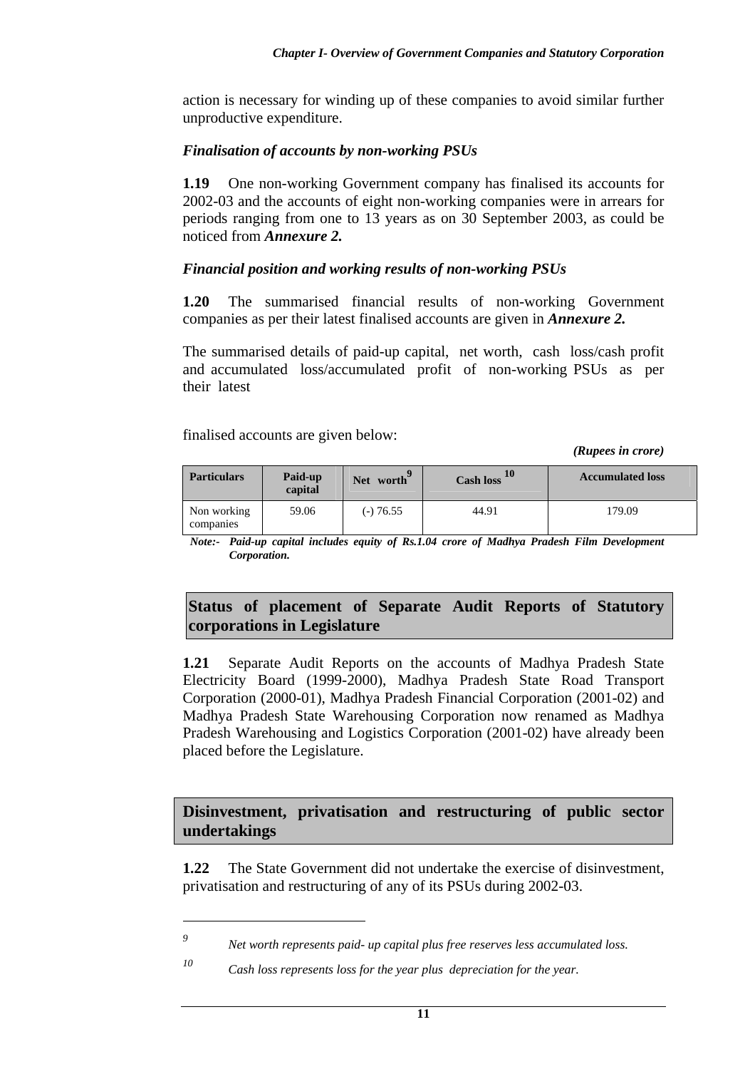action is necessary for winding up of these companies to avoid similar further unproductive expenditure.

### *Finalisation of accounts by non-working PSUs*

**1.19** One non-working Government company has finalised its accounts for 2002-03 and the accounts of eight non-working companies were in arrears for periods ranging from one to 13 years as on 30 September 2003, as could be noticed from ***Annexure 2.***

### *Financial position and working results of non-working PSUs*

**1.20** The summarised financial results of non-working Government companies as per their latest finalised accounts are given in ***Annexure 2.***

The summarised details of paid-up capital, net worth, cash loss/cash profit and accumulated loss/accumulated profit of non-working PSUs as per their latest finalised accounts are given below:

*(Rupees in crore)*

| Particulars | Paid-up capital | Net worth[9] | Cash loss[10] | Accumulated loss |
|---|---|---|---|---|
| Non working companies | 59.06 | (-) 76.55 | 44.91 | 179.09 |

***Note:-** Paid-up capital includes equity of Rs.1.04 crore of Madhya Pradesh Film Development Corporation.*

## Status of placement of Separate Audit Reports of Statutory corporations in Legislature

**1.21** Separate Audit Reports on the accounts of Madhya Pradesh State Electricity Board (1999-2000), Madhya Pradesh State Road Transport Corporation (2000-01), Madhya Pradesh Financial Corporation (2001-02) and Madhya Pradesh State Warehousing Corporation now renamed as Madhya Pradesh Warehousing and Logistics Corporation (2001-02) have already been placed before the Legislature.

## Disinvestment, privatisation and restructuring of public sector undertakings

**1.22** The State Government did not undertake the exercise of disinvestment, privatisation and restructuring of any of its PSUs during 2002-03.

---

[9] *Net worth represents paid- up capital plus free reserves less accumulated loss.*

[10] *Cash loss represents loss for the year plus depreciation for the year.*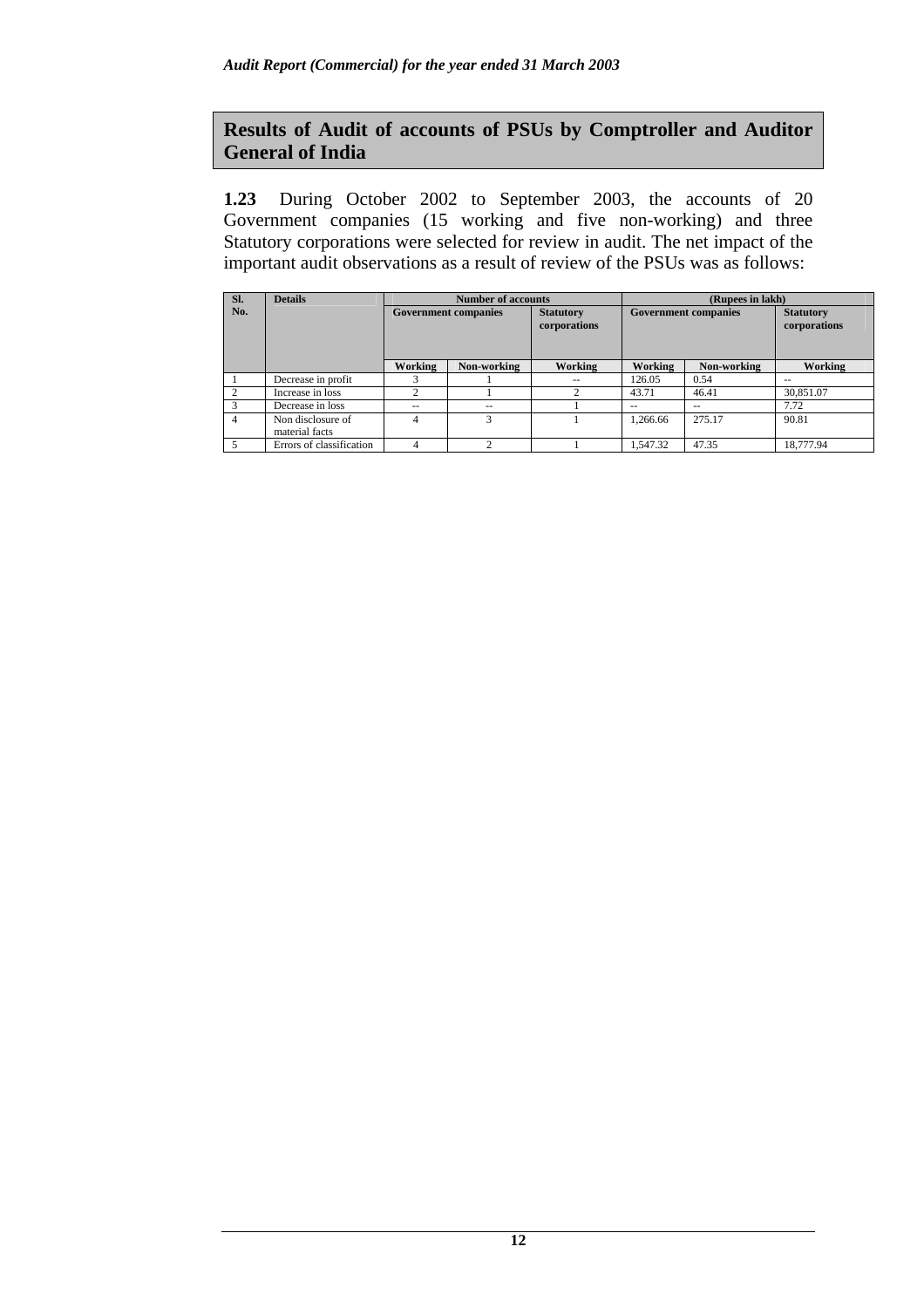## Results of Audit of accounts of PSUs by Comptroller and Auditor General of India

**1.23** During October 2002 to September 2003, the accounts of 20 Government companies (15 working and five non-working) and three Statutory corporations were selected for review in audit. The net impact of the important audit observations as a result of review of the PSUs was as follows:

| Sl. No. | Details | Number of accounts | | | (Rupees in lakh) | | |
|---|---|---|---|---|---|---|---|
| | | Government companies | | Statutory corporations | Government companies | | Statutory corporations |
| | | Working | Non-working | Working | Working | Non-working | Working |
| 1 | Decrease in profit | 3 | 1 | -- | 126.05 | 0.54 | -- |
| 2 | Increase in loss | 2 | 1 | 2 | 43.71 | 46.41 | 30,851.07 |
| 3 | Decrease in loss | -- | -- | 1 | -- | -- | 7.72 |
| 4 | Non disclosure of material facts | 4 | 3 | 1 | 1,266.66 | 275.17 | 90.81 |
| 5 | Errors of classification | 4 | 2 | 1 | 1,547.32 | 47.35 | 18,777.94 |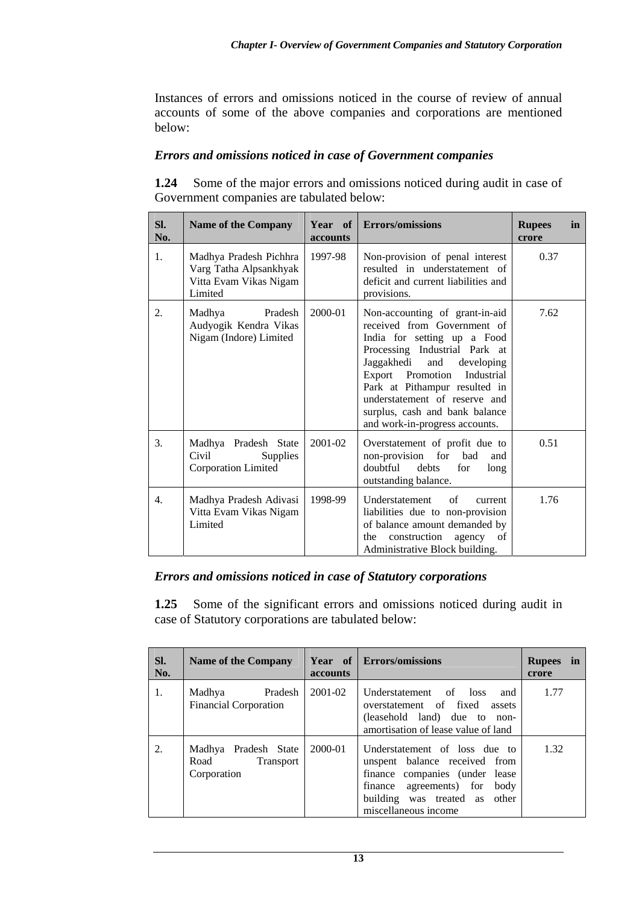Instances of errors and omissions noticed in the course of review of annual accounts of some of the above companies and corporations are mentioned below:

### *Errors and omissions noticed in case of Government companies*

**1.24** Some of the major errors and omissions noticed during audit in case of Government companies are tabulated below:

| Sl. No. | Name of the Company | Year of accounts | Errors/omissions | Rupees in crore |
|---|---|---|---|---|
| 1. | Madhya Pradesh Pichhra Varg Tatha Alpsankhyak Vitta Evam Vikas Nigam Limited | 1997-98 | Non-provision of penal interest resulted in understatement of deficit and current liabilities and provisions. | 0.37 |
| 2. | Madhya Pradesh Audyogik Kendra Vikas Nigam (Indore) Limited | 2000-01 | Non-accounting of grant-in-aid received from Government of India for setting up a Food Processing Industrial Park at Jaggakhedi and developing Export Promotion Industrial Park at Pithampur resulted in understatement of reserve and surplus, cash and bank balance and work-in-progress accounts. | 7.62 |
| 3. | Madhya Pradesh State Civil Supplies Corporation Limited | 2001-02 | Overstatement of profit due to non-provision for bad and doubtful debts for long outstanding balance. | 0.51 |
| 4. | Madhya Pradesh Adivasi Vitta Evam Vikas Nigam Limited | 1998-99 | Understatement of current liabilities due to non-provision of balance amount demanded by the construction agency of Administrative Block building. | 1.76 |

### *Errors and omissions noticed in case of Statutory corporations*

**1.25** Some of the significant errors and omissions noticed during audit in case of Statutory corporations are tabulated below:

| Sl. No. | Name of the Company | Year of accounts | Errors/omissions | Rupees in crore |
|---|---|---|---|---|
| 1. | Madhya Pradesh Financial Corporation | 2001-02 | Understatement of loss and overstatement of fixed assets (leasehold land) due to non-amortisation of lease value of land | 1.77 |
| 2. | Madhya Pradesh State Road Transport Corporation | 2000-01 | Understatement of loss due to unspent balance received from finance companies (under lease finance agreements) for body building was treated as other miscellaneous income | 1.32 |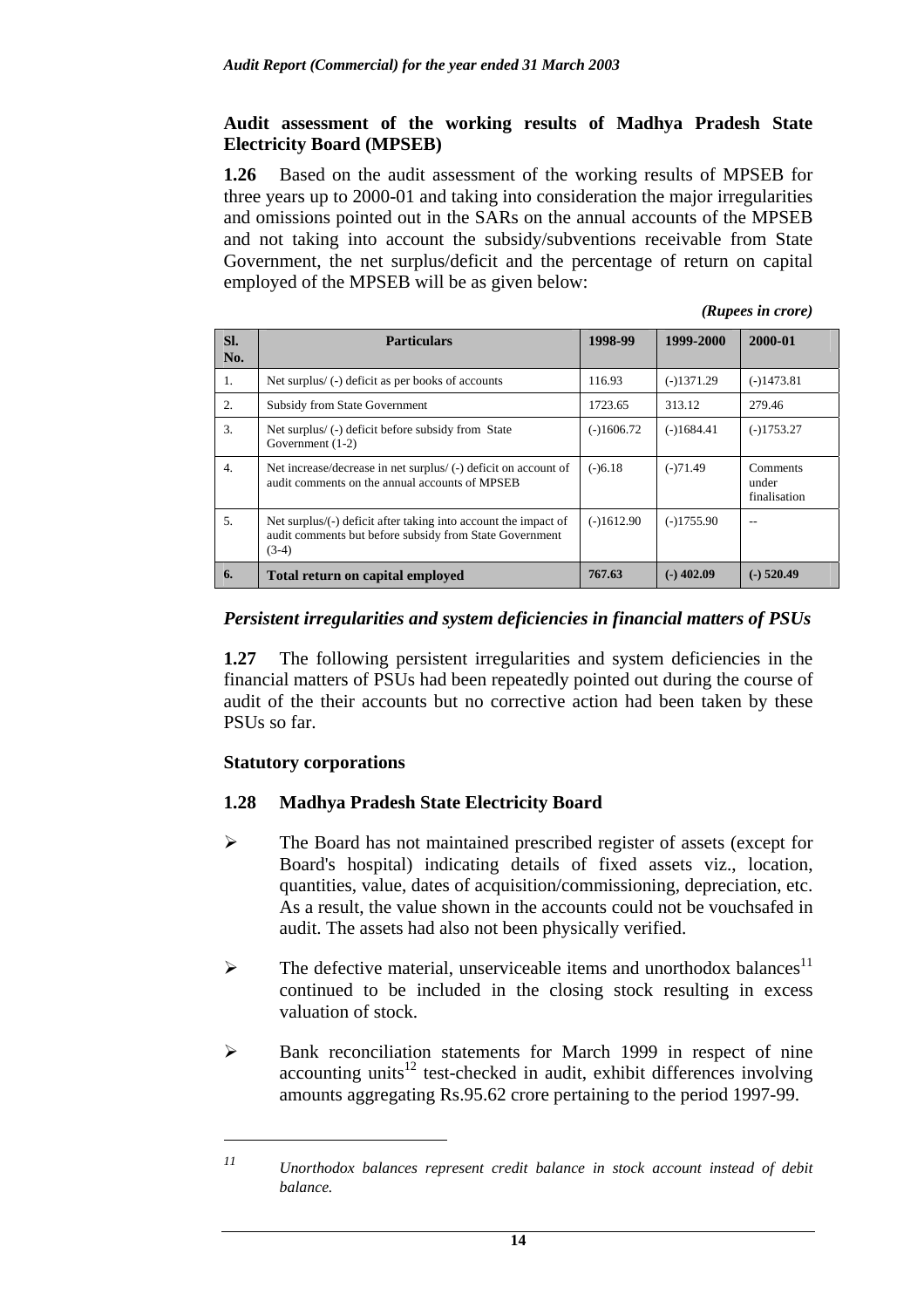**Audit assessment of the working results of Madhya Pradesh State Electricity Board (MPSEB)**

**1.26** Based on the audit assessment of the working results of MPSEB for three years up to 2000-01 and taking into consideration the major irregularities and omissions pointed out in the SARs on the annual accounts of the MPSEB and not taking into account the subsidy/subventions receivable from State Government, the net surplus/deficit and the percentage of return on capital employed of the MPSEB will be as given below:

*(Rupees in crore)*

| Sl. No. | Particulars | 1998-99 | 1999-2000 | 2000-01 |
|---|---|---|---|---|
| 1. | Net surplus/ (-) deficit as per books of accounts | 116.93 | (-)1371.29 | (-)1473.81 |
| 2. | Subsidy from State Government | 1723.65 | 313.12 | 279.46 |
| 3. | Net surplus/ (-) deficit before subsidy from State Government (1-2) | (-)1606.72 | (-)1684.41 | (-)1753.27 |
| 4. | Net increase/decrease in net surplus/ (-) deficit on account of audit comments on the annual accounts of MPSEB | (-)6.18 | (-)71.49 | Comments under finalisation |
| 5. | Net surplus/(-) deficit after taking into account the impact of audit comments but before subsidy from State Government (3-4) | (-)1612.90 | (-)1755.90 | -- |
| **6.** | **Total return on capital employed** | **767.63** | **(-) 402.09** | **(-) 520.49** |

### *Persistent irregularities and system deficiencies in financial matters of PSUs*

**1.27** The following persistent irregularities and system deficiencies in the financial matters of PSUs had been repeatedly pointed out during the course of audit of the their accounts but no corrective action had been taken by these PSUs so far.

**Statutory corporations**

**1.28 Madhya Pradesh State Electricity Board**

- The Board has not maintained prescribed register of assets (except for Board's hospital) indicating details of fixed assets viz., location, quantities, value, dates of acquisition/commissioning, depreciation, etc. As a result, the value shown in the accounts could not be vouchsafed in audit. The assets had also not been physically verified.
- The defective material, unserviceable items and unorthodox balances[11] continued to be included in the closing stock resulting in excess valuation of stock.
- Bank reconciliation statements for March 1999 in respect of nine accounting units[12] test-checked in audit, exhibit differences involving amounts aggregating Rs.95.62 crore pertaining to the period 1997-99.

---

*11 Unorthodox balances represent credit balance in stock account instead of debit balance.*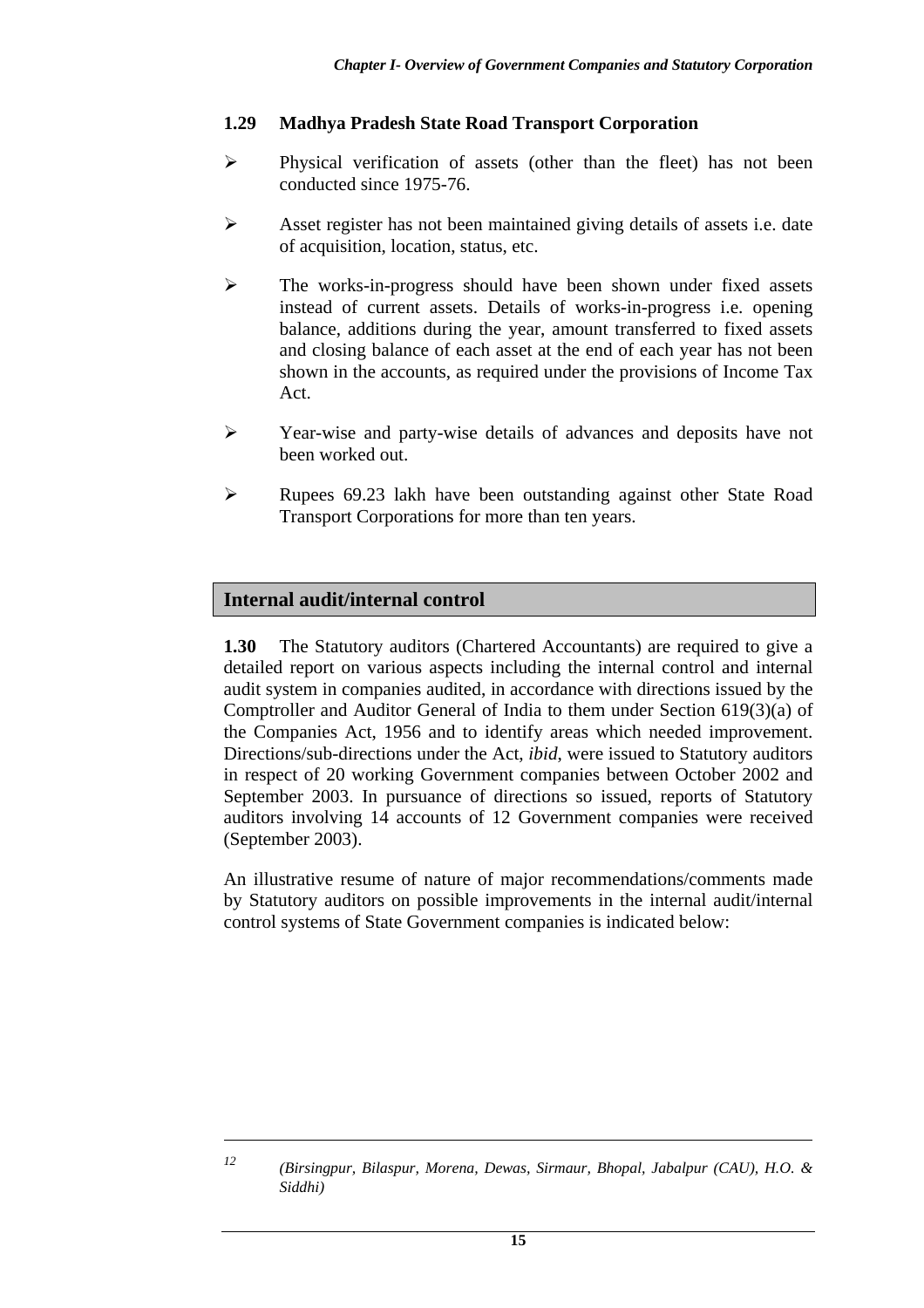### 1.29 Madhya Pradesh State Road Transport Corporation

- Physical verification of assets (other than the fleet) has not been conducted since 1975-76.
- Asset register has not been maintained giving details of assets i.e. date of acquisition, location, status, etc.
- The works-in-progress should have been shown under fixed assets instead of current assets. Details of works-in-progress i.e. opening balance, additions during the year, amount transferred to fixed assets and closing balance of each asset at the end of each year has not been shown in the accounts, as required under the provisions of Income Tax Act.
- Year-wise and party-wise details of advances and deposits have not been worked out.
- Rupees 69.23 lakh have been outstanding against other State Road Transport Corporations for more than ten years.

## Internal audit/internal control

**1.30** The Statutory auditors (Chartered Accountants) are required to give a detailed report on various aspects including the internal control and internal audit system in companies audited, in accordance with directions issued by the Comptroller and Auditor General of India to them under Section 619(3)(a) of the Companies Act, 1956 and to identify areas which needed improvement. Directions/sub-directions under the Act, *ibid*, were issued to Statutory auditors in respect of 20 working Government companies between October 2002 and September 2003. In pursuance of directions so issued, reports of Statutory auditors involving 14 accounts of 12 Government companies were received (September 2003).

An illustrative resume of nature of major recommendations/comments made by Statutory auditors on possible improvements in the internal audit/internal control systems of State Government companies is indicated below:

---

[12] *(Birsingpur, Bilaspur, Morena, Dewas, Sirmaur, Bhopal, Jabalpur (CAU), H.O. & Siddhi)*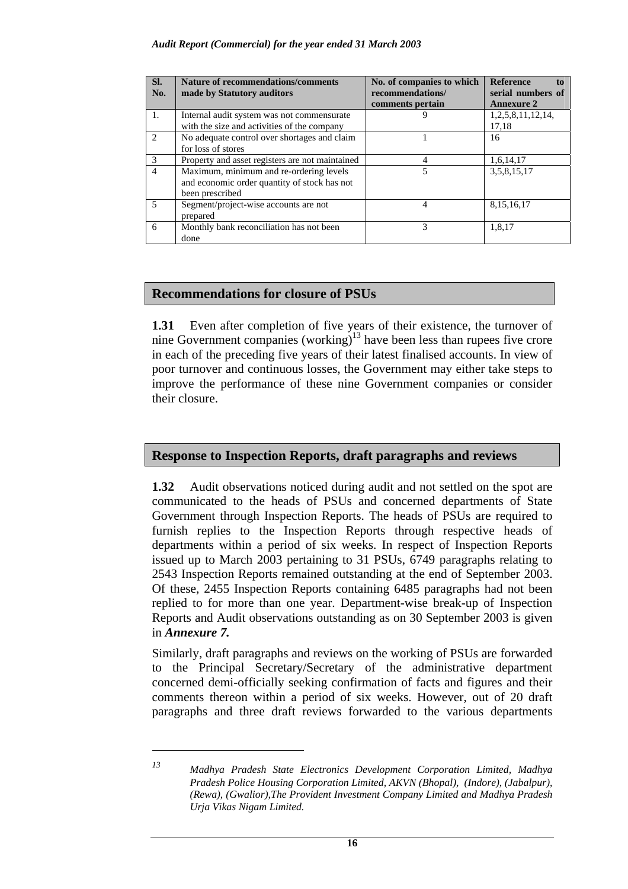| Sl. No. | Nature of recommendations/comments made by Statutory auditors | No. of companies to which recommendations/ comments pertain | Reference to serial numbers of Annexure 2 |
|---|---|---|---|
| 1. | Internal audit system was not commensurate with the size and activities of the company | 9 | 1,2,5,8,11,12,14, 17,18 |
| 2 | No adequate control over shortages and claim for loss of stores | 1 | 16 |
| 3 | Property and asset registers are not maintained | 4 | 1,6,14,17 |
| 4 | Maximum, minimum and re-ordering levels and economic order quantity of stock has not been prescribed | 5 | 3,5,8,15,17 |
| 5 | Segment/project-wise accounts are not prepared | 4 | 8,15,16,17 |
| 6 | Monthly bank reconciliation has not been done | 3 | 1,8,17 |

## Recommendations for closure of PSUs

**1.31** Even after completion of five years of their existence, the turnover of nine Government companies (working)[13] have been less than rupees five crore in each of the preceding five years of their latest finalised accounts. In view of poor turnover and continuous losses, the Government may either take steps to improve the performance of these nine Government companies or consider their closure.

## Response to Inspection Reports, draft paragraphs and reviews

**1.32** Audit observations noticed during audit and not settled on the spot are communicated to the heads of PSUs and concerned departments of State Government through Inspection Reports. The heads of PSUs are required to furnish replies to the Inspection Reports through respective heads of departments within a period of six weeks. In respect of Inspection Reports issued up to March 2003 pertaining to 31 PSUs, 6749 paragraphs relating to 2543 Inspection Reports remained outstanding at the end of September 2003. Of these, 2455 Inspection Reports containing 6485 paragraphs had not been replied to for more than one year. Department-wise break-up of Inspection Reports and Audit observations outstanding as on 30 September 2003 is given in ***Annexure 7.***

Similarly, draft paragraphs and reviews on the working of PSUs are forwarded to the Principal Secretary/Secretary of the administrative department concerned demi-officially seeking confirmation of facts and figures and their comments thereon within a period of six weeks. However, out of 20 draft paragraphs and three draft reviews forwarded to the various departments

---

[13] *Madhya Pradesh State Electronics Development Corporation Limited, Madhya Pradesh Police Housing Corporation Limited, AKVN (Bhopal), (Indore), (Jabalpur), (Rewa), (Gwalior),The Provident Investment Company Limited and Madhya Pradesh Urja Vikas Nigam Limited.*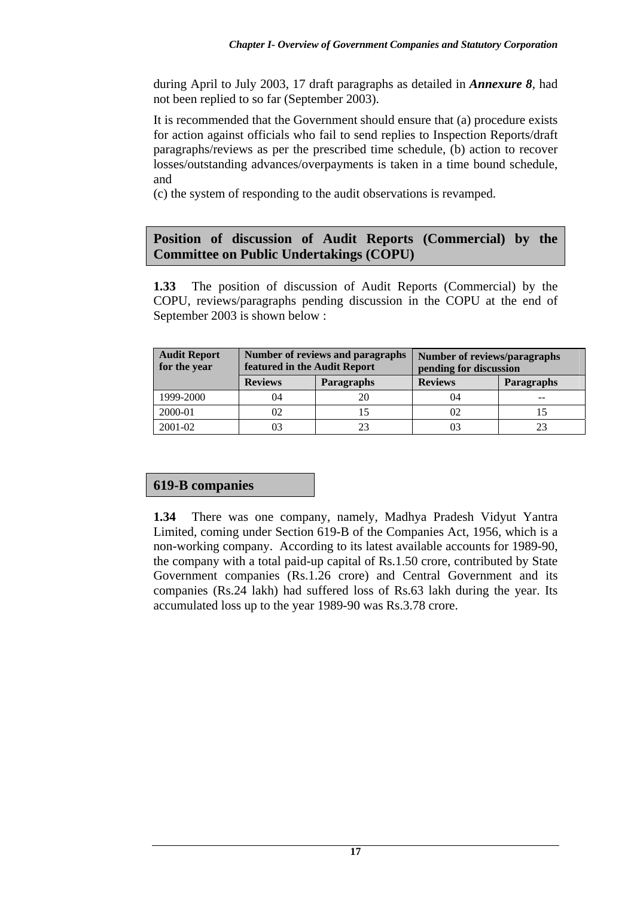during April to July 2003, 17 draft paragraphs as detailed in ***Annexure 8***, had not been replied to so far (September 2003).

It is recommended that the Government should ensure that (a) procedure exists for action against officials who fail to send replies to Inspection Reports/draft paragraphs/reviews as per the prescribed time schedule, (b) action to recover losses/outstanding advances/overpayments is taken in a time bound schedule, and

(c) the system of responding to the audit observations is revamped.

## Position of discussion of Audit Reports (Commercial) by the Committee on Public Undertakings (COPU)

**1.33** The position of discussion of Audit Reports (Commercial) by the COPU, reviews/paragraphs pending discussion in the COPU at the end of September 2003 is shown below :

| Audit Report for the year | Number of reviews and paragraphs featured in the Audit Report | | Number of reviews/paragraphs pending for discussion | |
|---|---|---|---|---|
| | Reviews | Paragraphs | Reviews | Paragraphs |
| 1999-2000 | 04 | 20 | 04 | -- |
| 2000-01 | 02 | 15 | 02 | 15 |
| 2001-02 | 03 | 23 | 03 | 23 |

## 619-B companies

**1.34** There was one company, namely, Madhya Pradesh Vidyut Yantra Limited, coming under Section 619-B of the Companies Act, 1956, which is a non-working company. According to its latest available accounts for 1989-90, the company with a total paid-up capital of Rs.1.50 crore, contributed by State Government companies (Rs.1.26 crore) and Central Government and its companies (Rs.24 lakh) had suffered loss of Rs.63 lakh during the year. Its accumulated loss up to the year 1989-90 was Rs.3.78 crore.